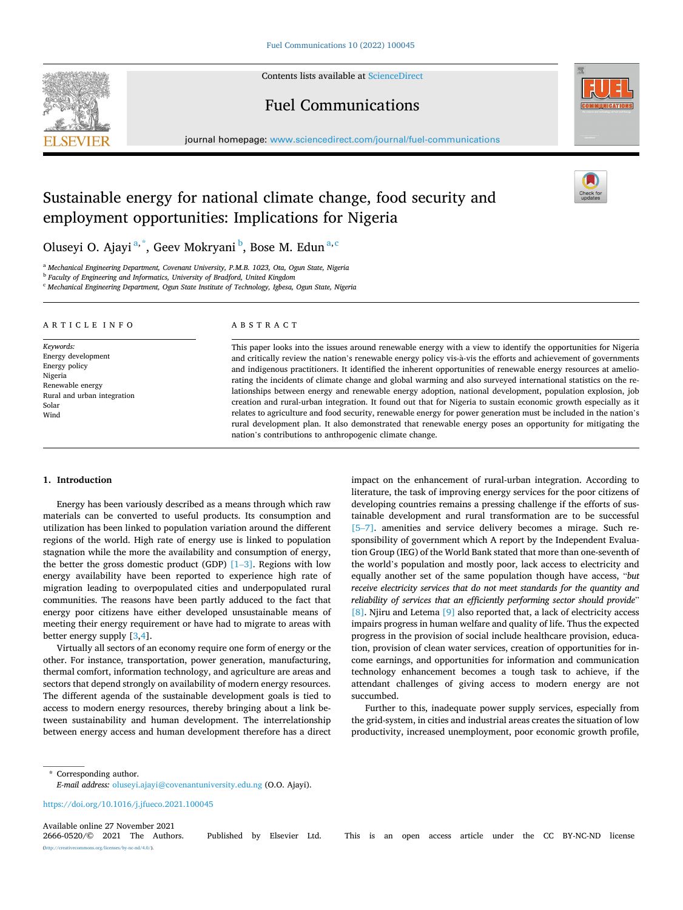# Sustainable energy for national climate change, food security and employment opportunities: Implications for Nigeria

Oluseyi O. Ajayi [a,*], Geev Mokryani [b], Bose M. Edun [a,c]

[a] Mechanical Engineering Department, Covenant University, P.M.B. 1023, Ota, Ogun State, Nigeria
[b] Faculty of Engineering and Informatics, University of Bradford, United Kingdom
[c] Mechanical Engineering Department, Ogun State Institute of Technology, Igbesa, Ogun State, Nigeria

## ARTICLE INFO

*Keywords:*
Energy development
Energy policy
Nigeria
Renewable energy
Rural and urban integration
Solar
Wind

## ABSTRACT

This paper looks into the issues around renewable energy with a view to identify the opportunities for Nigeria and critically review the nation's renewable energy policy vis-à-vis the efforts and achievement of governments and indigenous practitioners. It identified the inherent opportunities of renewable energy resources at ameliorating the incidents of climate change and global warming and also surveyed international statistics on the relationships between energy and renewable energy adoption, national development, population explosion, job creation and rural-urban integration. It found out that for Nigeria to sustain economic growth especially as it relates to agriculture and food security, renewable energy for power generation must be included in the nation's rural development plan. It also demonstrated that renewable energy poses an opportunity for mitigating the nation's contributions to anthropogenic climate change.

## 1. Introduction

Energy has been variously described as a means through which raw materials can be converted to useful products. Its consumption and utilization has been linked to population variation around the different regions of the world. High rate of energy use is linked to population stagnation while the more the availability and consumption of energy, the better the gross domestic product (GDP) [1–3]. Regions with low energy availability have been reported to experience high rate of migration leading to overpopulated cities and underpopulated rural communities. The reasons have been partly adduced to the fact that energy poor citizens have either developed unsustainable means of meeting their energy requirement or have had to migrate to areas with better energy supply [3,4].

Virtually all sectors of an economy require one form of energy or the other. For instance, transportation, power generation, manufacturing, thermal comfort, information technology, and agriculture are areas and sectors that depend strongly on availability of modern energy resources. The different agenda of the sustainable development goals is tied to access to modern energy resources, thereby bringing about a link between sustainability and human development. The interrelationship between energy access and human development therefore has a direct impact on the enhancement of rural-urban integration. According to literature, the task of improving energy services for the poor citizens of developing countries remains a pressing challenge if the efforts of sustainable development and rural transformation are to be successful [5–7]. amenities and service delivery becomes a mirage. Such responsibility of government which A report by the Independent Evaluation Group (IEG) of the World Bank stated that more than one-seventh of the world's population and mostly poor, lack access to electricity and equally another set of the same population though have access, "*but receive electricity services that do not meet standards for the quantity and reliability of services that an efficiently performing sector should provide*" [8]. Njiru and Letema [9] also reported that, a lack of electricity access impairs progress in human welfare and quality of life. Thus the expected progress in the provision of social include healthcare provision, education, provision of clean water services, creation of opportunities for income earnings, and opportunities for information and communication technology enhancement becomes a tough task to achieve, if the attendant challenges of giving access to modern energy are not succumbed.

Further to this, inadequate power supply services, especially from the grid-system, in cities and industrial areas creates the situation of low productivity, increased unemployment, poor economic growth profile,

\* Corresponding author.
*E-mail address:* oluseyi.ajayi@covenantuniversity.edu.ng (O.O. Ajayi).

https://doi.org/10.1016/j.jfueco.2021.100045

Available online 27 November 2021
2666-0520/© 2021 The Authors. Published by Elsevier Ltd. This is an open access article under the CC BY-NC-ND license (http://creativecommons.org/licenses/by-nc-nd/4.0/).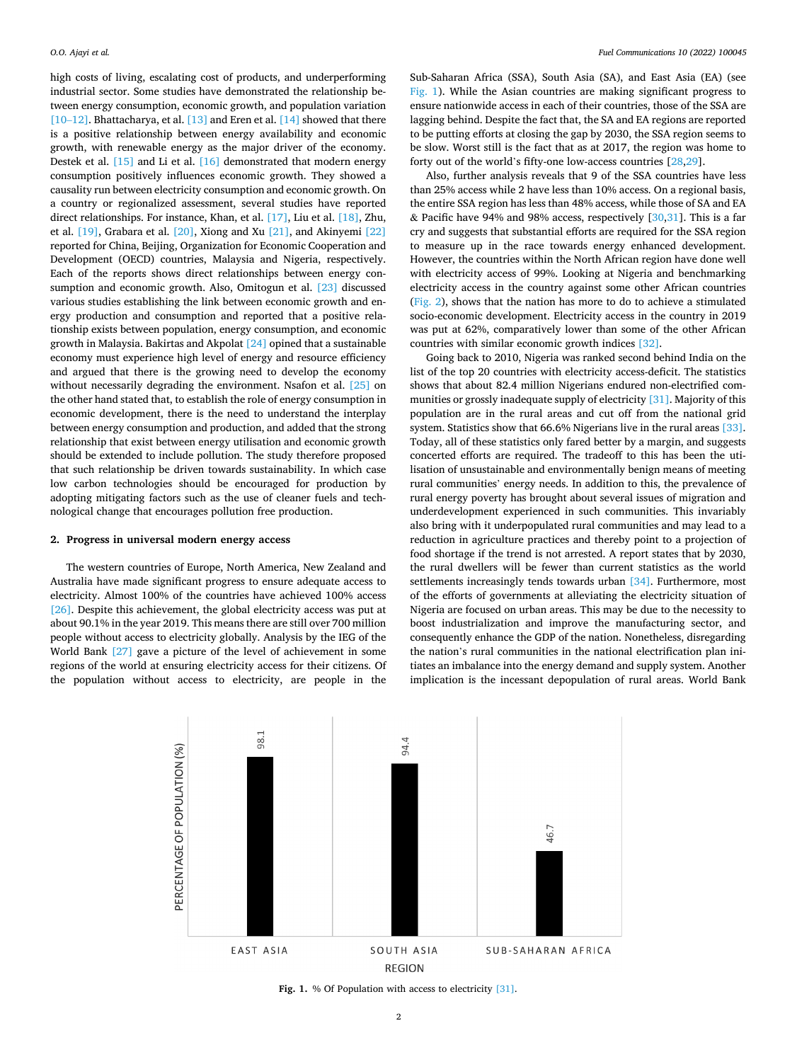high costs of living, escalating cost of products, and underperforming industrial sector. Some studies have demonstrated the relationship between energy consumption, economic growth, and population variation [10–12]. Bhattacharya, et al. [13] and Eren et al. [14] showed that there is a positive relationship between energy availability and economic growth, with renewable energy as the major driver of the economy. Destek et al. [15] and Li et al. [16] demonstrated that modern energy consumption positively influences economic growth. They showed a causality run between electricity consumption and economic growth. On a country or regionalized assessment, several studies have reported direct relationships. For instance, Khan, et al. [17], Liu et al. [18], Zhu, et al. [19], Grabara et al. [20], Xiong and Xu [21], and Akinyemi [22] reported for China, Beijing, Organization for Economic Cooperation and Development (OECD) countries, Malaysia and Nigeria, respectively. Each of the reports shows direct relationships between energy consumption and economic growth. Also, Omitogun et al. [23] discussed various studies establishing the link between economic growth and energy production and consumption and reported that a positive relationship exists between population, energy consumption, and economic growth in Malaysia. Bakirtas and Akpolat [24] opined that a sustainable economy must experience high level of energy and resource efficiency and argued that there is the growing need to develop the economy without necessarily degrading the environment. Nsafon et al. [25] on the other hand stated that, to establish the role of energy consumption in economic development, there is the need to understand the interplay between energy consumption and production, and added that the strong relationship that exist between energy utilisation and economic growth should be extended to include pollution. The study therefore proposed that such relationship be driven towards sustainability. In which case low carbon technologies should be encouraged for production by adopting mitigating factors such as the use of cleaner fuels and technological change that encourages pollution free production.

## 2. Progress in universal modern energy access

The western countries of Europe, North America, New Zealand and Australia have made significant progress to ensure adequate access to electricity. Almost 100% of the countries have achieved 100% access [26]. Despite this achievement, the global electricity access was put at about 90.1% in the year 2019. This means there are still over 700 million people without access to electricity globally. Analysis by the IEG of the World Bank [27] gave a picture of the level of achievement in some regions of the world at ensuring electricity access for their citizens. Of the population without access to electricity, are people in the Sub-Saharan Africa (SSA), South Asia (SA), and East Asia (EA) (see Fig. 1). While the Asian countries are making significant progress to ensure nationwide access in each of their countries, those of the SSA are lagging behind. Despite the fact that, the SA and EA regions are reported to be putting efforts at closing the gap by 2030, the SSA region seems to be slow. Worst still is the fact that as at 2017, the region was home to forty out of the world's fifty-one low-access countries [28,29].

Also, further analysis reveals that 9 of the SSA countries have less than 25% access while 2 have less than 10% access. On a regional basis, the entire SSA region has less than 48% access, while those of SA and EA & Pacific have 94% and 98% access, respectively [30,31]. This is a far cry and suggests that substantial efforts are required for the SSA region to measure up in the race towards energy enhanced development. However, the countries within the North African region have done well with electricity access of 99%. Looking at Nigeria and benchmarking electricity access in the country against some other African countries (Fig. 2), shows that the nation has more to do to achieve a stimulated socio-economic development. Electricity access in the country in 2019 was put at 62%, comparatively lower than some of the other African countries with similar economic growth indices [32].

Going back to 2010, Nigeria was ranked second behind India on the list of the top 20 countries with electricity access-deficit. The statistics shows that about 82.4 million Nigerians endured non-electrified communities or grossly inadequate supply of electricity [31]. Majority of this population are in the rural areas and cut off from the national grid system. Statistics show that 66.6% Nigerians live in the rural areas [33]. Today, all of these statistics only fared better by a margin, and suggests concerted efforts are required. The tradeoff to this has been the utilisation of unsustainable and environmentally benign means of meeting rural communities' energy needs. In addition to this, the prevalence of rural energy poverty has brought about several issues of migration and underdevelopment experienced in such communities. This invariably also bring with it underpopulated rural communities and may lead to a reduction in agriculture practices and thereby point to a projection of food shortage if the trend is not arrested. A report states that by 2030, the rural dwellers will be fewer than current statistics as the world settlements increasingly tends towards urban [34]. Furthermore, most of the efforts of governments at alleviating the electricity situation of Nigeria are focused on urban areas. This may be due to the necessity to boost industrialization and improve the manufacturing sector, and consequently enhance the GDP of the nation. Nonetheless, disregarding the nation's rural communities in the national electrification plan initiates an imbalance into the energy demand and supply system. Another implication is the incessant depopulation of rural areas. World Bank

| REGION | PERCENTAGE OF POPULATION (%) |
|---|---|
| EAST ASIA | 98.1 |
| SOUTH ASIA | 94.4 |
| SUB-SAHARAN AFRICA | 46.7 |

**Fig. 1.** % Of Population with access to electricity [31].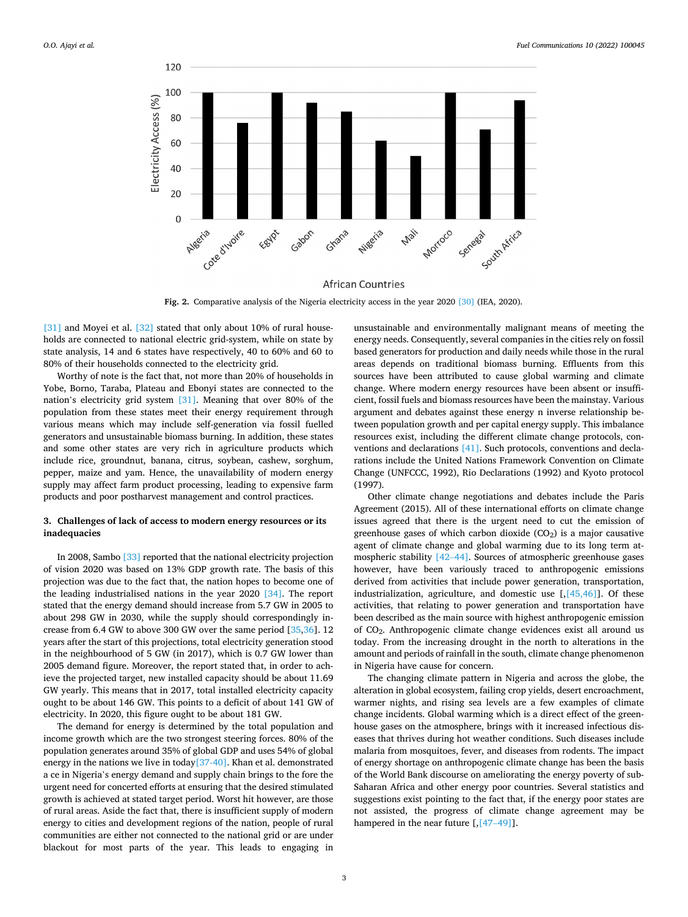Fig. 2. Comparative analysis of the Nigeria electricity access in the year 2020 [30] (IEA, 2020).

[31] and Moyei et al. [32] stated that only about 10% of rural households are connected to national electric grid-system, while on state by state analysis, 14 and 6 states have respectively, 40 to 60% and 60 to 80% of their households connected to the electricity grid.

Worthy of note is the fact that, not more than 20% of households in Yobe, Borno, Taraba, Plateau and Ebonyi states are connected to the nation's electricity grid system [31]. Meaning that over 80% of the population from these states meet their energy requirement through various means which may include self-generation via fossil fuelled generators and unsustainable biomass burning. In addition, these states and some other states are very rich in agriculture products which include rice, groundnut, banana, citrus, soybean, cashew, sorghum, pepper, maize and yam. Hence, the unavailability of modern energy supply may affect farm product processing, leading to expensive farm products and poor postharvest management and control practices.

## 3. Challenges of lack of access to modern energy resources or its inadequacies

In 2008, Sambo [33] reported that the national electricity projection of vision 2020 was based on 13% GDP growth rate. The basis of this projection was due to the fact that, the nation hopes to become one of the leading industrialised nations in the year 2020 [34]. The report stated that the energy demand should increase from 5.7 GW in 2005 to about 298 GW in 2030, while the supply should correspondingly increase from 6.4 GW to above 300 GW over the same period [35,36]. 12 years after the start of this projections, total electricity generation stood in the neighbourhood of 5 GW (in 2017), which is 0.7 GW lower than 2005 demand figure. Moreover, the report stated that, in order to achieve the projected target, new installed capacity should be about 11.69 GW yearly. This means that in 2017, total installed electricity capacity ought to be about 146 GW. This points to a deficit of about 141 GW of electricity. In 2020, this figure ought to be about 181 GW.

The demand for energy is determined by the total population and income growth which are the two strongest steering forces. 80% of the population generates around 35% of global GDP and uses 54% of global energy in the nations we live in today[37-40]. Khan et al. demonstrated a ce in Nigeria's energy demand and supply chain brings to the fore the urgent need for concerted efforts at ensuring that the desired stimulated growth is achieved at stated target period. Worst hit however, are those of rural areas. Aside the fact that, there is insufficient supply of modern energy to cities and development regions of the nation, people of rural communities are either not connected to the national grid or are under blackout for most parts of the year. This leads to engaging in unsustainable and environmentally malignant means of meeting the energy needs. Consequently, several companies in the cities rely on fossil based generators for production and daily needs while those in the rural areas depends on traditional biomass burning. Effluents from this sources have been attributed to cause global warming and climate change. Where modern energy resources have been absent or insufficient, fossil fuels and biomass resources have been the mainstay. Various argument and debates against these energy n inverse relationship between population growth and per capital energy supply. This imbalance resources exist, including the different climate change protocols, conventions and declarations [41]. Such protocols, conventions and declarations include the United Nations Framework Convention on Climate Change (UNFCCC, 1992), Rio Declarations (1992) and Kyoto protocol (1997).

Other climate change negotiations and debates include the Paris Agreement (2015). All of these international efforts on climate change issues agreed that there is the urgent need to cut the emission of greenhouse gases of which carbon dioxide ($CO_2$) is a major causative agent of climate change and global warming due to its long term atmospheric stability [42–44]. Sources of atmospheric greenhouse gases however, have been variously traced to anthropogenic emissions derived from activities that include power generation, transportation, industrialization, agriculture, and domestic use [,[45,46]]. Of these activities, that relating to power generation and transportation have been described as the main source with highest anthropogenic emission of $CO_2$. Anthropogenic climate change evidences exist all around us today. From the increasing drought in the north to alterations in the amount and periods of rainfall in the south, climate change phenomenon in Nigeria have cause for concern.

The changing climate pattern in Nigeria and across the globe, the alteration in global ecosystem, failing crop yields, desert encroachment, warmer nights, and rising sea levels are a few examples of climate change incidents. Global warming which is a direct effect of the greenhouse gases on the atmosphere, brings with it increased infectious diseases that thrives during hot weather conditions. Such diseases include malaria from mosquitoes, fever, and diseases from rodents. The impact of energy shortage on anthropogenic climate change has been the basis of the World Bank discourse on ameliorating the energy poverty of sub-Saharan Africa and other energy poor countries. Several statistics and suggestions exist pointing to the fact that, if the energy poor states are not assisted, the progress of climate change agreement may be hampered in the near future [,[47–49]].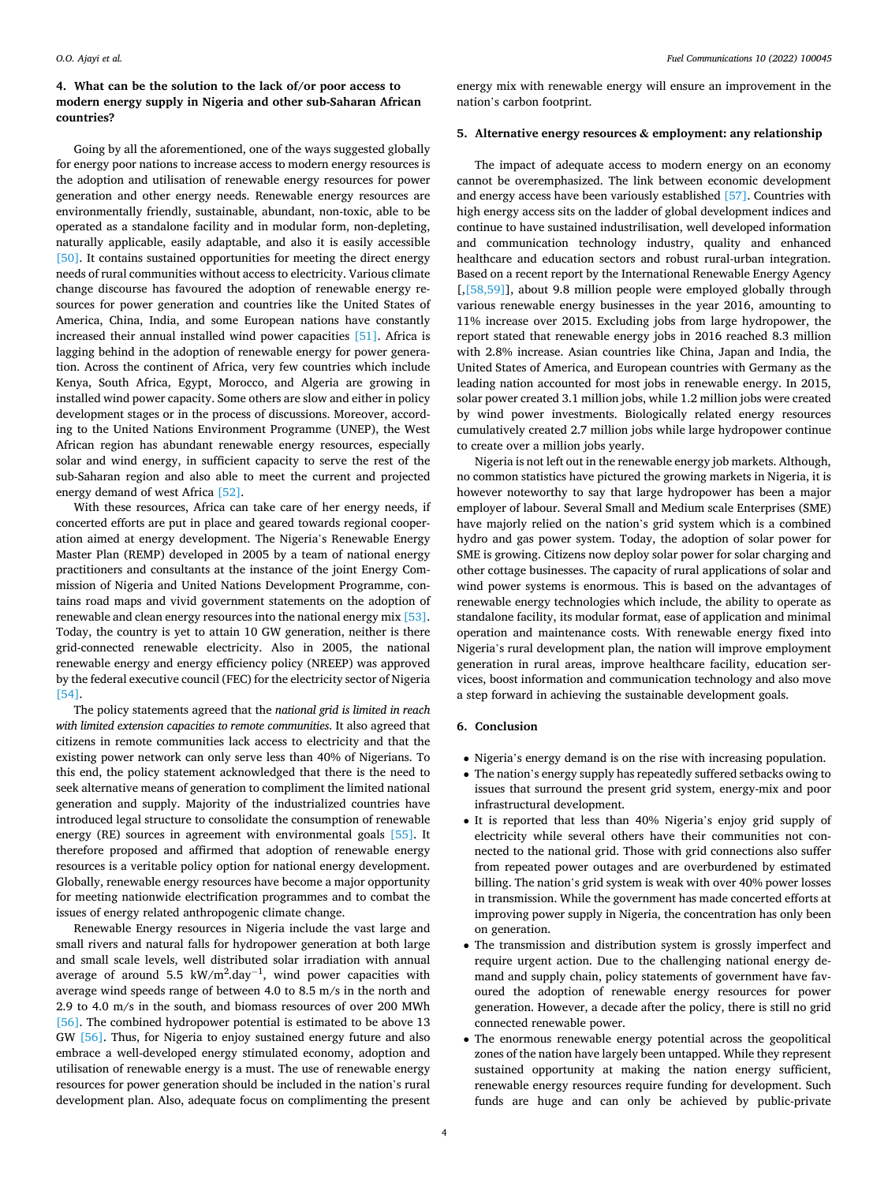## 4. What can be the solution to the lack of/or poor access to modern energy supply in Nigeria and other sub-Saharan African countries?

Going by all the aforementioned, one of the ways suggested globally for energy poor nations to increase access to modern energy resources is the adoption and utilisation of renewable energy resources for power generation and other energy needs. Renewable energy resources are environmentally friendly, sustainable, abundant, non-toxic, able to be operated as a standalone facility and in modular form, non-depleting, naturally applicable, easily adaptable, and also it is easily accessible [50]. It contains sustained opportunities for meeting the direct energy needs of rural communities without access to electricity. Various climate change discourse has favoured the adoption of renewable energy resources for power generation and countries like the United States of America, China, India, and some European nations have constantly increased their annual installed wind power capacities [51]. Africa is lagging behind in the adoption of renewable energy for power generation. Across the continent of Africa, very few countries which include Kenya, South Africa, Egypt, Morocco, and Algeria are growing in installed wind power capacity. Some others are slow and either in policy development stages or in the process of discussions. Moreover, according to the United Nations Environment Programme (UNEP), the West African region has abundant renewable energy resources, especially solar and wind energy, in sufficient capacity to serve the rest of the sub-Saharan region and also able to meet the current and projected energy demand of west Africa [52].

With these resources, Africa can take care of her energy needs, if concerted efforts are put in place and geared towards regional cooperation aimed at energy development. The Nigeria's Renewable Energy Master Plan (REMP) developed in 2005 by a team of national energy practitioners and consultants at the instance of the joint Energy Commission of Nigeria and United Nations Development Programme, contains road maps and vivid government statements on the adoption of renewable and clean energy resources into the national energy mix [53]. Today, the country is yet to attain 10 GW generation, neither is there grid-connected renewable electricity. Also in 2005, the national renewable energy and energy efficiency policy (NREEP) was approved by the federal executive council (FEC) for the electricity sector of Nigeria [54].

The policy statements agreed that the *national grid is limited in reach with limited extension capacities to remote communities*. It also agreed that citizens in remote communities lack access to electricity and that the existing power network can only serve less than 40% of Nigerians. To this end, the policy statement acknowledged that there is the need to seek alternative means of generation to compliment the limited national generation and supply. Majority of the industrialized countries have introduced legal structure to consolidate the consumption of renewable energy (RE) sources in agreement with environmental goals [55]. It therefore proposed and affirmed that adoption of renewable energy resources is a veritable policy option for national energy development. Globally, renewable energy resources have become a major opportunity for meeting nationwide electrification programmes and to combat the issues of energy related anthropogenic climate change.

Renewable Energy resources in Nigeria include the vast large and small rivers and natural falls for hydropower generation at both large and small scale levels, well distributed solar irradiation with annual average of around 5.5 $kW/m^2.day^{-1}$, wind power capacities with average wind speeds range of between 4.0 to 8.5 m/s in the north and 2.9 to 4.0 m/s in the south, and biomass resources of over 200 MWh [56]. The combined hydropower potential is estimated to be above 13 GW [56]. Thus, for Nigeria to enjoy sustained energy future and also embrace a well-developed energy stimulated economy, adoption and utilisation of renewable energy is a must. The use of renewable energy resources for power generation should be included in the nation's rural development plan. Also, adequate focus on complimenting the present energy mix with renewable energy will ensure an improvement in the nation's carbon footprint.

## 5. Alternative energy resources & employment: any relationship

The impact of adequate access to modern energy on an economy cannot be overemphasized. The link between economic development and energy access have been variously established [57]. Countries with high energy access sits on the ladder of global development indices and continue to have sustained industrilisation, well developed information and communication technology industry, quality and enhanced healthcare and education sectors and robust rural-urban integration. Based on a recent report by the International Renewable Energy Agency [,[58,59]], about 9.8 million people were employed globally through various renewable energy businesses in the year 2016, amounting to 11% increase over 2015. Excluding jobs from large hydropower, the report stated that renewable energy jobs in 2016 reached 8.3 million with 2.8% increase. Asian countries like China, Japan and India, the United States of America, and European countries with Germany as the leading nation accounted for most jobs in renewable energy. In 2015, solar power created 3.1 million jobs, while 1.2 million jobs were created by wind power investments. Biologically related energy resources cumulatively created 2.7 million jobs while large hydropower continue to create over a million jobs yearly.

Nigeria is not left out in the renewable energy job markets. Although, no common statistics have pictured the growing markets in Nigeria, it is however noteworthy to say that large hydropower has been a major employer of labour. Several Small and Medium scale Enterprises (SME) have majorly relied on the nation's grid system which is a combined hydro and gas power system. Today, the adoption of solar power for SME is growing. Citizens now deploy solar power for solar charging and other cottage businesses. The capacity of rural applications of solar and wind power systems is enormous. This is based on the advantages of renewable energy technologies which include, the ability to operate as standalone facility, its modular format, ease of application and minimal operation and maintenance costs. With renewable energy fixed into Nigeria's rural development plan, the nation will improve employment generation in rural areas, improve healthcare facility, education services, boost information and communication technology and also move a step forward in achieving the sustainable development goals.

## 6. Conclusion

- Nigeria's energy demand is on the rise with increasing population.
- The nation's energy supply has repeatedly suffered setbacks owing to issues that surround the present grid system, energy-mix and poor infrastructural development.
- It is reported that less than 40% Nigeria's enjoy grid supply of electricity while several others have their communities not connected to the national grid. Those with grid connections also suffer from repeated power outages and are overburdened by estimated billing. The nation's grid system is weak with over 40% power losses in transmission. While the government has made concerted efforts at improving power supply in Nigeria, the concentration has only been on generation.
- The transmission and distribution system is grossly imperfect and require urgent action. Due to the challenging national energy demand and supply chain, policy statements of government have favoured the adoption of renewable energy resources for power generation. However, a decade after the policy, there is still no grid connected renewable power.
- The enormous renewable energy potential across the geopolitical zones of the nation have largely been untapped. While they represent sustained opportunity at making the nation energy sufficient, renewable energy resources require funding for development. Such funds are huge and can only be achieved by public-private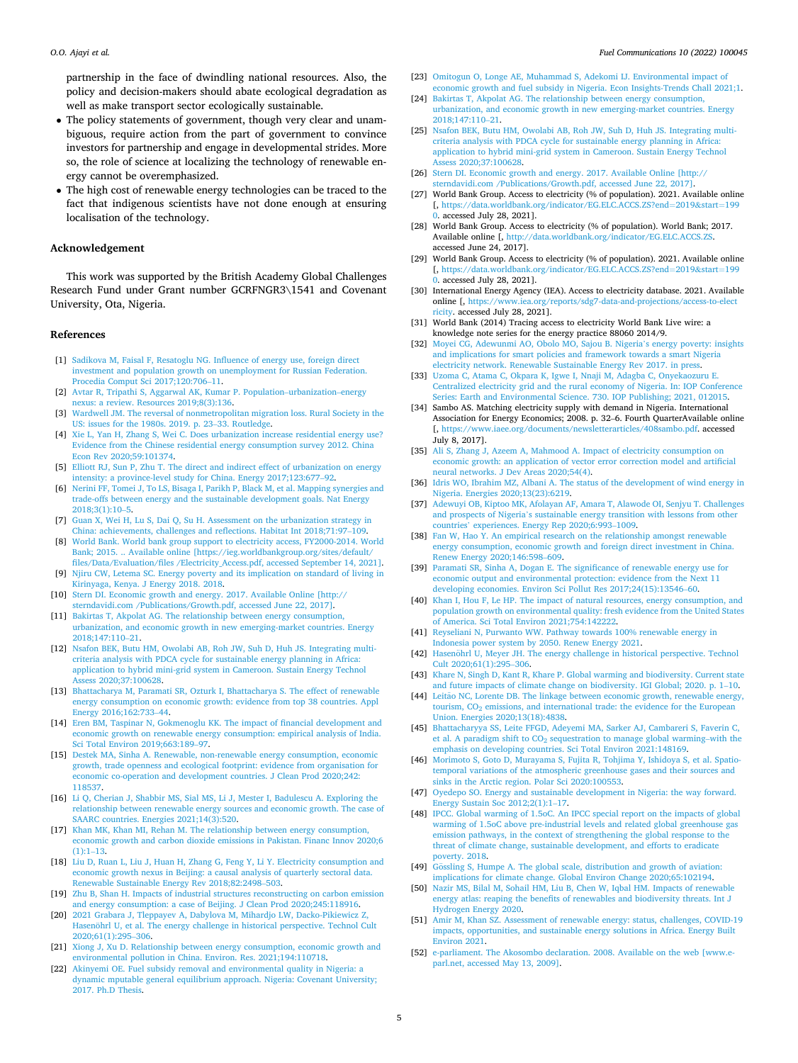partnership in the face of dwindling national resources. Also, the policy and decision-makers should abate ecological degradation as well as make transport sector ecologically sustainable.

- The policy statements of government, though very clear and unambiguous, require action from the part of government to convince investors for partnership and engage in developmental strides. More so, the role of science at localizing the technology of renewable energy cannot be overemphasized.
- The high cost of renewable energy technologies can be traced to the fact that indigenous scientists have not done enough at ensuring localisation of the technology.

## Acknowledgement

This work was supported by the British Academy Global Challenges Research Fund under Grant number GCRFNGR3\1541 and Covenant University, Ota, Nigeria.

## References

[1] Sadikova M, Faisal F, Resatoglu NG. Influence of energy use, foreign direct investment and population growth on unemployment for Russian Federation. Procedia Comput Sci 2017;120:706–11.

[2] Avtar R, Tripathi S, Aggarwal AK, Kumar P. Population–urbanization–energy nexus: a review. Resources 2019;8(3):136.

[3] Wardwell JM. The reversal of nonmetropolitan migration loss. Rural Society in the US: issues for the 1980s. 2019. p. 23–33. Routledge.

[4] Xie L, Yan H, Zhang S, Wei C. Does urbanization increase residential energy use? Evidence from the Chinese residential energy consumption survey 2012. China Econ Rev 2020;59:101374.

[5] Elliott RJ, Sun P, Zhu T. The direct and indirect effect of urbanization on energy intensity: a province-level study for China. Energy 2017;123:677–92.

[6] Nerini FF, Tomei J, To LS, Bisaga I, Parikh P, Black M, et al. Mapping synergies and trade-offs between energy and the sustainable development goals. Nat Energy 2018;3(1):10–5.

[7] Guan X, Wei H, Lu S, Dai Q, Su H. Assessment on the urbanization strategy in China: achievements, challenges and reflections. Habitat Int 2018;71:97–109.

[8] World Bank. World bank group support to electricity access, FY2000-2014. World Bank; 2015. .. Available online [https://ieg.worldbankgroup.org/sites/default/files/Data/Evaluation/files /Electricity_Access.pdf, accessed September 14, 2021].

[9] Njiru CW, Letema SC. Energy poverty and its implication on standard of living in Kirinyaga, Kenya. J Energy 2018. 2018.

[10] Stern DI. Economic growth and energy. 2017. Available Online [http://sterndavidi.com /Publications/Growth.pdf, accessed June 22, 2017].

[11] Bakirtas T, Akpolat AG. The relationship between energy consumption, urbanization, and economic growth in new emerging-market countries. Energy 2018;147:110–21.

[12] Nsafon BEK, Butu HM, Owolabi AB, Roh JW, Suh D, Huh JS. Integrating multi-criteria analysis with PDCA cycle for sustainable energy planning in Africa: application to hybrid mini-grid system in Cameroon. Sustain Energy Technol Assess 2020;37:100628.

[13] Bhattacharya M, Paramati SR, Ozturk I, Bhattacharya S. The effect of renewable energy consumption on economic growth: evidence from top 38 countries. Appl Energy 2016;162:733–44.

[14] Eren BM, Taspinar N, Gokmenoglu KK. The impact of financial development and economic growth on renewable energy consumption: empirical analysis of India. Sci Total Environ 2019;663:189–97.

[15] Destek MA, Sinha A. Renewable, non-renewable energy consumption, economic growth, trade openness and ecological footprint: evidence from organisation for economic co-operation and development countries. J Clean Prod 2020;242:118537.

[16] Li Q, Cherian J, Shabbir MS, Sial MS, Li J, Mester I, Badulescu A. Exploring the relationship between renewable energy sources and economic growth. The case of SAARC countries. Energies 2021;14(3):520.

[17] Khan MK, Khan MI, Rehan M. The relationship between energy consumption, economic growth and carbon dioxide emissions in Pakistan. Financ Innov 2020;6(1):1–13.

[18] Liu D, Ruan L, Liu J, Huan H, Zhang G, Feng Y, Li Y. Electricity consumption and economic growth nexus in Beijing: a causal analysis of quarterly sectoral data. Renewable Sustainable Energy Rev 2018;82:2498–503.

[19] Zhu B, Shan H. Impacts of industrial structures reconstructing on carbon emission and energy consumption: a case of Beijing. J Clean Prod 2020;245:118916.

[20] 2021 Grabara J, Tleppayev A, Dabylova M, Mihardjo LW, Dacko-Pikiewicz Z, Hasenöhrl U, et al. The energy challenge in historical perspective. Technol Cult 2020;61(1):295–306.

[21] Xiong J, Xu D. Relationship between energy consumption, economic growth and environmental pollution in China. Environ. Res. 2021;194:110718.

[22] Akinyemi OE. Fuel subsidy removal and environmental quality in Nigeria: a dynamic mputable general equilibrium approach. Nigeria: Covenant University; 2017. Ph.D Thesis.

[23] Omitogun O, Longe AE, Muhammad S, Adekomi IJ. Environmental impact of economic growth and fuel subsidy in Nigeria. Econ Insights-Trends Chall 2021;1.

[24] Bakirtas T, Akpolat AG. The relationship between energy consumption, urbanization, and economic growth in new emerging-market countries. Energy 2018;147:110–21.

[25] Nsafon BEK, Butu HM, Owolabi AB, Roh JW, Suh D, Huh JS. Integrating multi-criteria analysis with PDCA cycle for sustainable energy planning in Africa: application to hybrid mini-grid system in Cameroon. Sustain Energy Technol Assess 2020;37:100628.

[26] Stern DI. Economic growth and energy. 2017. Available Online [http://sterndavidi.com /Publications/Growth.pdf, accessed June 22, 2017].

[27] World Bank Group. Access to electricity (% of population). 2021. Available online [, https://data.worldbank.org/indicator/EG.ELC.ACCS.ZS?end=2019&start=1990. accessed July 28, 2021].

[28] World Bank Group. Access to electricity (% of population). World Bank; 2017. Available online [, http://data.worldbank.org/indicator/EG.ELC.ACCS.ZS. accessed June 24, 2017].

[29] World Bank Group. Access to electricity (% of population). 2021. Available online [, https://data.worldbank.org/indicator/EG.ELC.ACCS.ZS?end=2019&start=1990. accessed July 28, 2021].

[30] International Energy Agency (IEA). Access to electricity database. 2021. Available online [, https://www.iea.org/reports/sdg7-data-and-projections/access-to-electricity. accessed July 28, 2021].

[31] World Bank (2014) Tracing access to electricity World Bank Live wire: a knowledge note series for the energy practice 88060 2014/9.

[32] Moyei CG, Adewunmi AO, Obolo MO, Sajou B. Nigeria's energy poverty: insights and implications for smart policies and framework towards a smart Nigeria electricity network. Renewable Sustainable Energy Rev 2017. in press.

[33] Uzoma C, Atama C, Okpara K, Igwe I, Nnaji M, Adagba C, Onyekaozuru E. Centralized electricity grid and the rural economy of Nigeria. In: IOP Conference Series: Earth and Environmental Science. 730. IOP Publishing; 2021, 012015.

[34] Sambo AS. Matching electricity supply with demand in Nigeria. International Association for Energy Economics; 2008. p. 32–6. Fourth QuarterAvailable online [, https://www.iaee.org/documents/newsletterarticles/408sambo.pdf. accessed July 8, 2017].

[35] Ali S, Zhang J, Azeem A, Mahmood A. Impact of electricity consumption on economic growth: an application of vector error correction model and artificial neural networks. J Dev Areas 2020;54(4).

[36] Idris WO, Ibrahim MZ, Albani A. The status of the development of wind energy in Nigeria. Energies 2020;13(23):6219.

[37] Adewuyi OB, Kiptoo MK, Afolayan AF, Amara T, Alawode OI, Senjyu T. Challenges and prospects of Nigeria's sustainable energy transition with lessons from other countries' experiences. Energy Rep 2020;6:993–1009.

[38] Fan W, Hao Y. An empirical research on the relationship amongst renewable energy consumption, economic growth and foreign direct investment in China. Renew Energy 2020;146:598–609.

[39] Paramati SR, Sinha A, Dogan E. The significance of renewable energy use for economic output and environmental protection: evidence from the Next 11 developing economies. Environ Sci Pollut Res 2017;24(15):13546–60.

[40] Khan I, Hou F, Le HP. The impact of natural resources, energy consumption, and population growth on environmental quality: fresh evidence from the United States of America. Sci Total Environ 2021;754:142222.

[41] Reyseliani N, Purwanto WW. Pathway towards 100% renewable energy in Indonesia power system by 2050. Renew Energy 2021.

[42] Hasenöhrl U, Meyer JH. The energy challenge in historical perspective. Technol Cult 2020;61(1):295–306.

[43] Khare N, Singh D, Kant R, Khare P. Global warming and biodiversity. Current state and future impacts of climate change on biodiversity. IGI Global; 2020. p. 1–10.

[44] Leitão NC, Lorente DB. The linkage between economic growth, renewable energy, tourism, $CO_2$ emissions, and international trade: the evidence for the European Union. Energies 2020;13(18):4838.

[45] Bhattacharyya SS, Leite FFGD, Adeyemi MA, Sarker AJ, Cambareri S, Faverin C, et al. A paradigm shift to $CO_2$ sequestration to manage global warming–with the emphasis on developing countries. Sci Total Environ 2021:148169.

[46] Morimoto S, Goto D, Murayama S, Fujita R, Tohjima Y, Ishidoya S, et al. Spatio-temporal variations of the atmospheric greenhouse gases and their sources and sinks in the Arctic region. Polar Sci 2020:100553.

[47] Oyedepo SO. Energy and sustainable development in Nigeria: the way forward. Energy Sustain Soc 2012;2(1):1–17.

[48] IPCC. Global warming of 1.5oC. An IPCC special report on the impacts of global warming of 1.5oC above pre-industrial levels and related global greenhouse gas emission pathways, in the context of strengthening the global response to the threat of climate change, sustainable development, and efforts to eradicate poverty. 2018.

[49] Gössling S, Humpe A. The global scale, distribution and growth of aviation: implications for climate change. Global Environ Change 2020;65:102194.

[50] Nazir MS, Bilal M, Sohail HM, Liu B, Chen W, Iqbal HM. Impacts of renewable energy atlas: reaping the benefits of renewables and biodiversity threats. Int J Hydrogen Energy 2020.

[51] Amir M, Khan SZ. Assessment of renewable energy: status, challenges, COVID-19 impacts, opportunities, and sustainable energy solutions in Africa. Energy Built Environ 2021.

[52] e-parliament. The Akosombo declaration. 2008. Available on the web [www.e-parl.net, accessed May 13, 2009].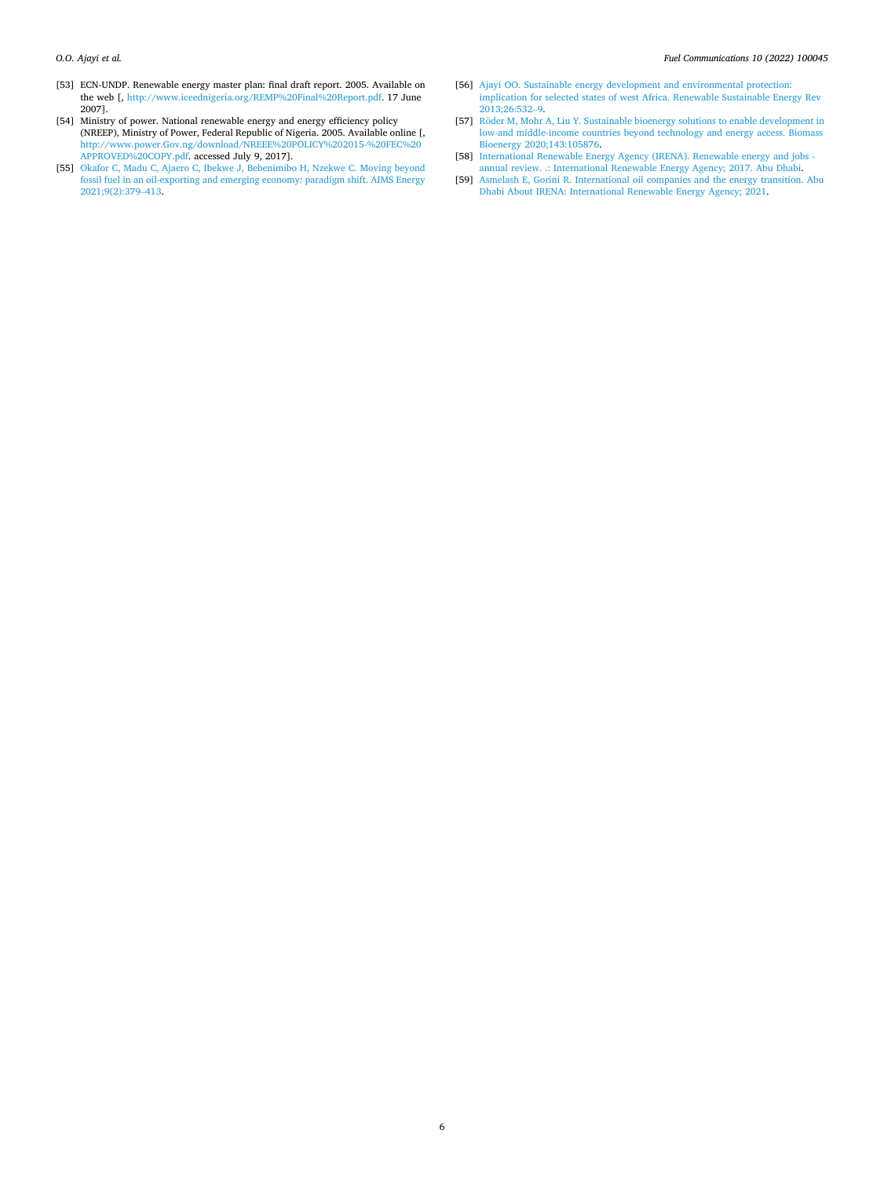[53] ECN-UNDP. Renewable energy master plan: final draft report. 2005. Available on the web [, http://www.iceednigeria.org/REMP%20Final%20Report.pdf. 17 June 2007].

[54] Ministry of power. National renewable energy and energy efficiency policy (NREEP), Ministry of Power, Federal Republic of Nigeria. 2005. Available online [, http://www.power.Gov.ng/download/NREEE%20POLICY%202015-%20FEC%20APPROVED%20COPY.pdf. accessed July 9, 2017].

[55] Okafor C, Madu C, Ajaero C, Ibekwe J, Bebenimibo H, Nzekwe C. Moving beyond fossil fuel in an oil-exporting and emerging economy: paradigm shift. AIMS Energy 2021;9(2):379–413.

[56] Ajayi OO. Sustainable energy development and environmental protection: implication for selected states of west Africa. Renewable Sustainable Energy Rev 2013;26:532–9.

[57] Röder M, Mohr A, Liu Y. Sustainable bioenergy solutions to enable development in low-and middle-income countries beyond technology and energy access. Biomass Bioenergy 2020;143:105876.

[58] International Renewable Energy Agency (IRENA). Renewable energy and jobs - annual review. .: International Renewable Energy Agency; 2017. Abu Dhabi.

[59] Asmelash E, Gorini R. International oil companies and the energy transition. Abu Dhabi About IRENA: International Renewable Energy Agency; 2021.